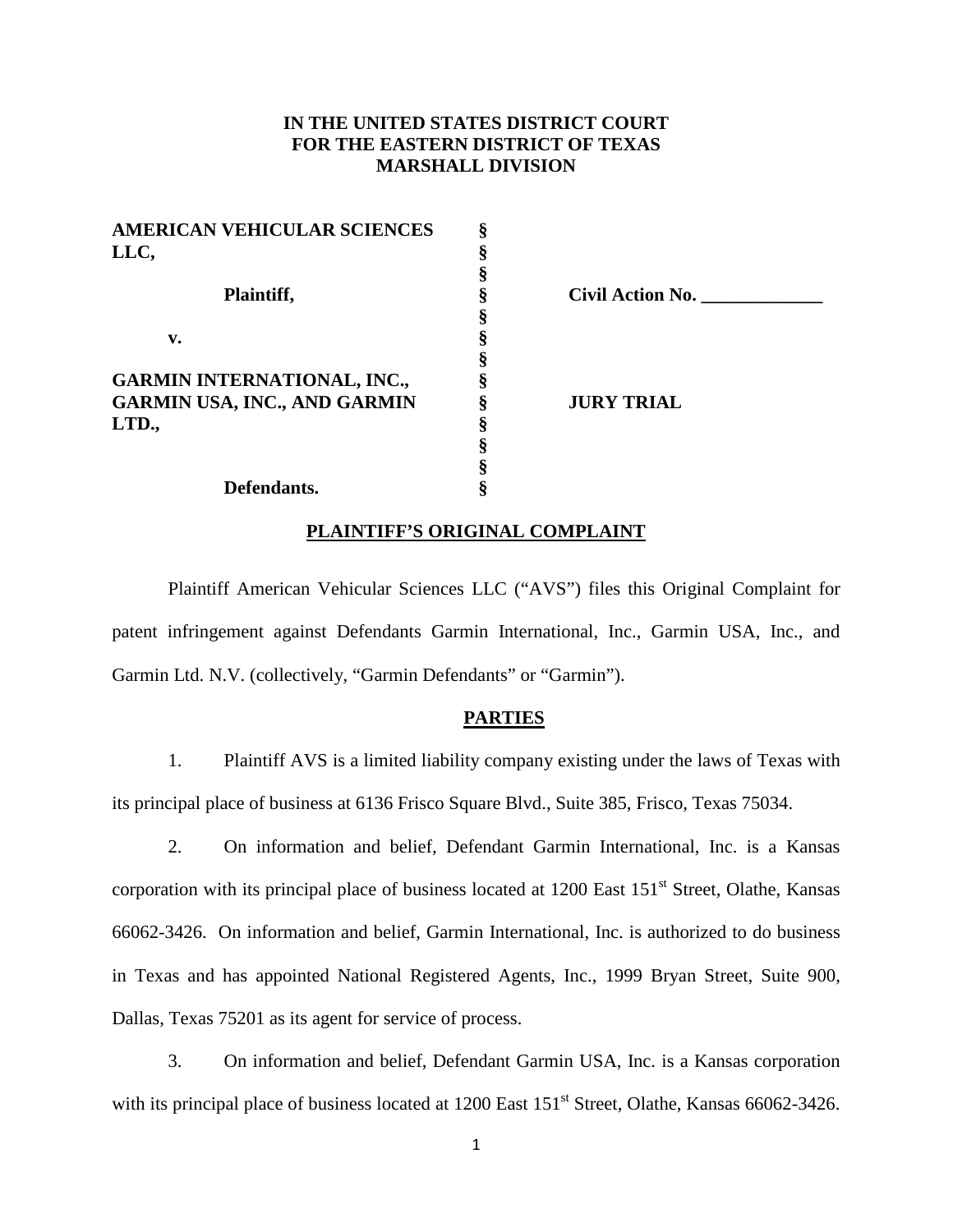**IN THE UNITED STATES DISTRICT COURT**
**FOR THE EASTERN DISTRICT OF TEXAS**
**MARSHALL DIVISION**

| | | |
|---|---|---|
| **AMERICAN VEHICULAR SCIENCES LLC,** | § | |
| | § | |
| | § | |
| **Plaintiff,** | § | **Civil Action No. _____________** |
| | § | |
| **v.** | § | |
| | § | |
| **GARMIN INTERNATIONAL, INC., GARMIN USA, INC., AND GARMIN LTD.,** | § | **JURY TRIAL** |
| | § | |
| | § | |
| | § | |
| **Defendants.** | § | |

## PLAINTIFF'S ORIGINAL COMPLAINT

Plaintiff American Vehicular Sciences LLC ("AVS") files this Original Complaint for patent infringement against Defendants Garmin International, Inc., Garmin USA, Inc., and Garmin Ltd. N.V. (collectively, "Garmin Defendants" or "Garmin").

## PARTIES

1. Plaintiff AVS is a limited liability company existing under the laws of Texas with its principal place of business at 6136 Frisco Square Blvd., Suite 385, Frisco, Texas 75034.

2. On information and belief, Defendant Garmin International, Inc. is a Kansas corporation with its principal place of business located at 1200 East 151st Street, Olathe, Kansas 66062-3426. On information and belief, Garmin International, Inc. is authorized to do business in Texas and has appointed National Registered Agents, Inc., 1999 Bryan Street, Suite 900, Dallas, Texas 75201 as its agent for service of process.

3. On information and belief, Defendant Garmin USA, Inc. is a Kansas corporation with its principal place of business located at 1200 East 151st Street, Olathe, Kansas 66062-3426.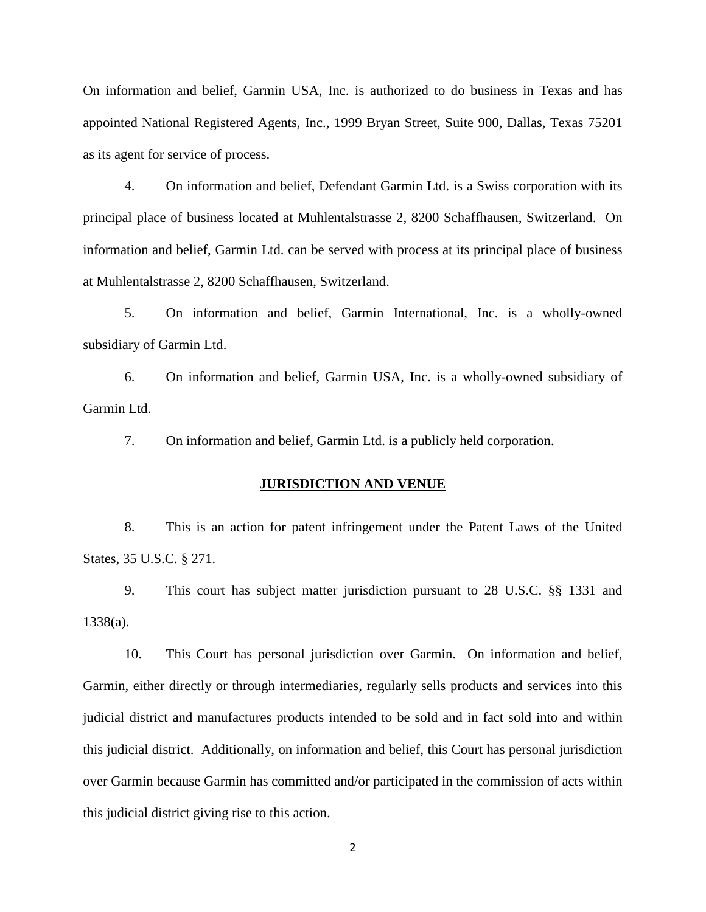On information and belief, Garmin USA, Inc. is authorized to do business in Texas and has appointed National Registered Agents, Inc., 1999 Bryan Street, Suite 900, Dallas, Texas 75201 as its agent for service of process.

4. On information and belief, Defendant Garmin Ltd. is a Swiss corporation with its principal place of business located at Muhlentalstrasse 2, 8200 Schaffhausen, Switzerland. On information and belief, Garmin Ltd. can be served with process at its principal place of business at Muhlentalstrasse 2, 8200 Schaffhausen, Switzerland.

5. On information and belief, Garmin International, Inc. is a wholly-owned subsidiary of Garmin Ltd.

6. On information and belief, Garmin USA, Inc. is a wholly-owned subsidiary of Garmin Ltd.

7. On information and belief, Garmin Ltd. is a publicly held corporation.

## JURISDICTION AND VENUE

8. This is an action for patent infringement under the Patent Laws of the United States, 35 U.S.C. § 271.

9. This court has subject matter jurisdiction pursuant to 28 U.S.C. §§ 1331 and 1338(a).

10. This Court has personal jurisdiction over Garmin. On information and belief, Garmin, either directly or through intermediaries, regularly sells products and services into this judicial district and manufactures products intended to be sold and in fact sold into and within this judicial district. Additionally, on information and belief, this Court has personal jurisdiction over Garmin because Garmin has committed and/or participated in the commission of acts within this judicial district giving rise to this action.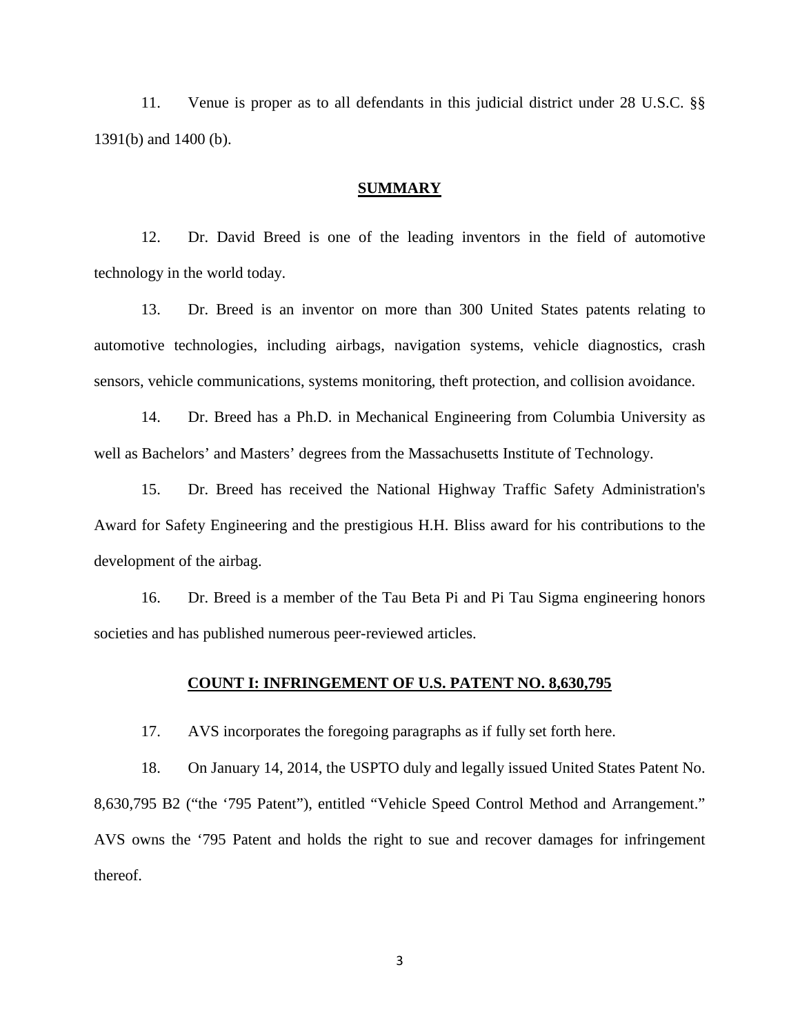11. Venue is proper as to all defendants in this judicial district under 28 U.S.C. §§ 1391(b) and 1400 (b).

## **SUMMARY**

12. Dr. David Breed is one of the leading inventors in the field of automotive technology in the world today.

13. Dr. Breed is an inventor on more than 300 United States patents relating to automotive technologies, including airbags, navigation systems, vehicle diagnostics, crash sensors, vehicle communications, systems monitoring, theft protection, and collision avoidance.

14. Dr. Breed has a Ph.D. in Mechanical Engineering from Columbia University as well as Bachelors' and Masters' degrees from the Massachusetts Institute of Technology.

15. Dr. Breed has received the National Highway Traffic Safety Administration's Award for Safety Engineering and the prestigious H.H. Bliss award for his contributions to the development of the airbag.

16. Dr. Breed is a member of the Tau Beta Pi and Pi Tau Sigma engineering honors societies and has published numerous peer-reviewed articles.

## **COUNT I: INFRINGEMENT OF U.S. PATENT NO. 8,630,795**

17. AVS incorporates the foregoing paragraphs as if fully set forth here.

18. On January 14, 2014, the USPTO duly and legally issued United States Patent No. 8,630,795 B2 ("the '795 Patent"), entitled "Vehicle Speed Control Method and Arrangement." AVS owns the '795 Patent and holds the right to sue and recover damages for infringement thereof.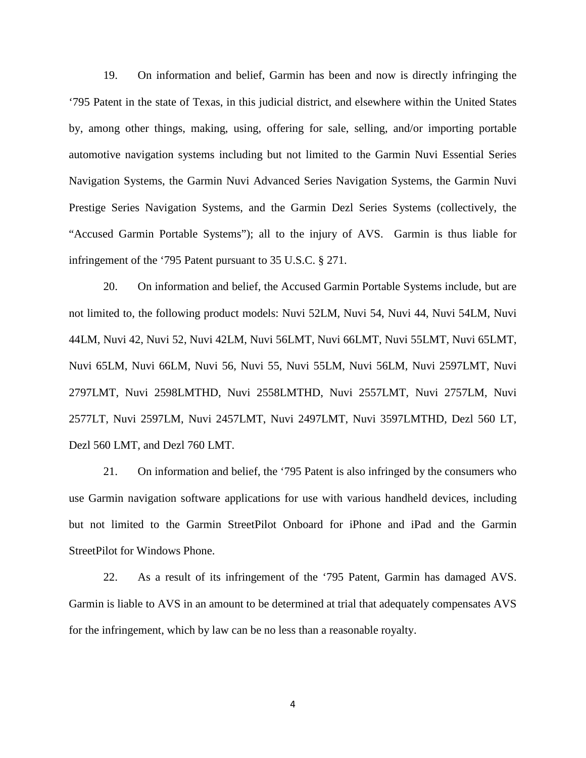19. On information and belief, Garmin has been and now is directly infringing the '795 Patent in the state of Texas, in this judicial district, and elsewhere within the United States by, among other things, making, using, offering for sale, selling, and/or importing portable automotive navigation systems including but not limited to the Garmin Nuvi Essential Series Navigation Systems, the Garmin Nuvi Advanced Series Navigation Systems, the Garmin Nuvi Prestige Series Navigation Systems, and the Garmin Dezl Series Systems (collectively, the "Accused Garmin Portable Systems"); all to the injury of AVS. Garmin is thus liable for infringement of the '795 Patent pursuant to 35 U.S.C. § 271.

20. On information and belief, the Accused Garmin Portable Systems include, but are not limited to, the following product models: Nuvi 52LM, Nuvi 54, Nuvi 44, Nuvi 54LM, Nuvi 44LM, Nuvi 42, Nuvi 52, Nuvi 42LM, Nuvi 56LMT, Nuvi 66LMT, Nuvi 55LMT, Nuvi 65LMT, Nuvi 65LM, Nuvi 66LM, Nuvi 56, Nuvi 55, Nuvi 55LM, Nuvi 56LM, Nuvi 2597LMT, Nuvi 2797LMT, Nuvi 2598LMTHD, Nuvi 2558LMTHD, Nuvi 2557LMT, Nuvi 2757LM, Nuvi 2577LT, Nuvi 2597LM, Nuvi 2457LMT, Nuvi 2497LMT, Nuvi 3597LMTHD, Dezl 560 LT, Dezl 560 LMT, and Dezl 760 LMT.

21. On information and belief, the '795 Patent is also infringed by the consumers who use Garmin navigation software applications for use with various handheld devices, including but not limited to the Garmin StreetPilot Onboard for iPhone and iPad and the Garmin StreetPilot for Windows Phone.

22. As a result of its infringement of the '795 Patent, Garmin has damaged AVS. Garmin is liable to AVS in an amount to be determined at trial that adequately compensates AVS for the infringement, which by law can be no less than a reasonable royalty.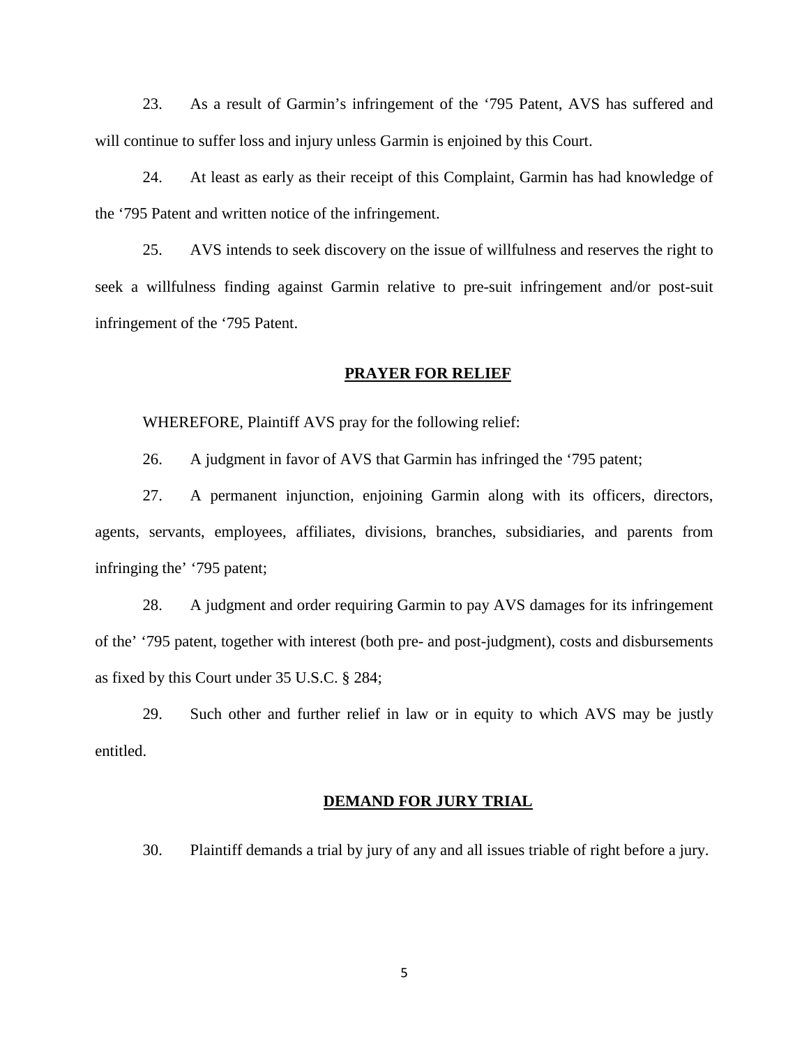23. As a result of Garmin's infringement of the '795 Patent, AVS has suffered and will continue to suffer loss and injury unless Garmin is enjoined by this Court.

24. At least as early as their receipt of this Complaint, Garmin has had knowledge of the '795 Patent and written notice of the infringement.

25. AVS intends to seek discovery on the issue of willfulness and reserves the right to seek a willfulness finding against Garmin relative to pre-suit infringement and/or post-suit infringement of the '795 Patent.

## PRAYER FOR RELIEF

WHEREFORE, Plaintiff AVS pray for the following relief:

26. A judgment in favor of AVS that Garmin has infringed the '795 patent;

27. A permanent injunction, enjoining Garmin along with its officers, directors, agents, servants, employees, affiliates, divisions, branches, subsidiaries, and parents from infringing the' '795 patent;

28. A judgment and order requiring Garmin to pay AVS damages for its infringement of the' '795 patent, together with interest (both pre- and post-judgment), costs and disbursements as fixed by this Court under 35 U.S.C. § 284;

29. Such other and further relief in law or in equity to which AVS may be justly entitled.

## DEMAND FOR JURY TRIAL

30. Plaintiff demands a trial by jury of any and all issues triable of right before a jury.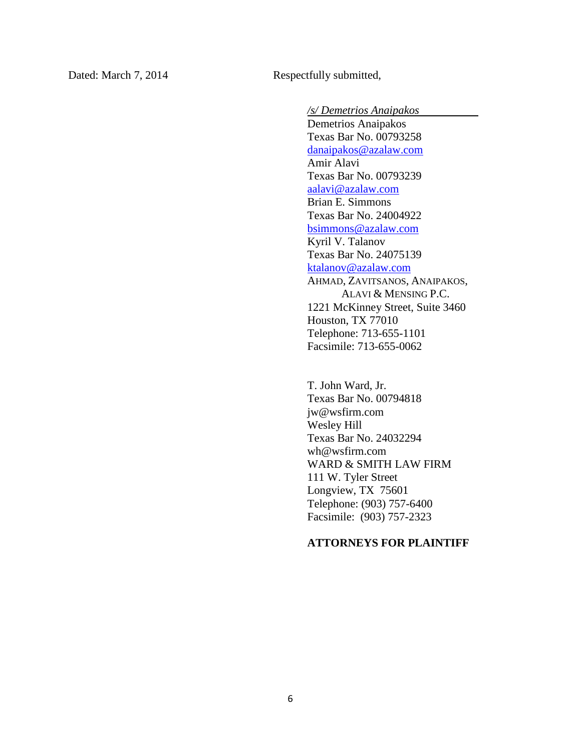Dated: March 7, 2014

Respectfully submitted,

*/s/ Demetrios Anaipakos*
Demetrios Anaipakos
Texas Bar No. 00793258
danaipakos@azalaw.com
Amir Alavi
Texas Bar No. 00793239
aalavi@azalaw.com
Brian E. Simmons
Texas Bar No. 24004922
bsimmons@azalaw.com
Kyril V. Talanov
Texas Bar No. 24075139
ktalanov@azalaw.com
AHMAD, ZAVITSANOS, ANAIPAKOS, ALAVI & MENSING P.C.
1221 McKinney Street, Suite 3460
Houston, TX 77010
Telephone: 713-655-1101
Facsimile: 713-655-0062

T. John Ward, Jr.
Texas Bar No. 00794818
jw@wsfirm.com
Wesley Hill
Texas Bar No. 24032294
wh@wsfirm.com
WARD & SMITH LAW FIRM
111 W. Tyler Street
Longview, TX 75601
Telephone: (903) 757-6400
Facsimile: (903) 757-2323

**ATTORNEYS FOR PLAINTIFF**